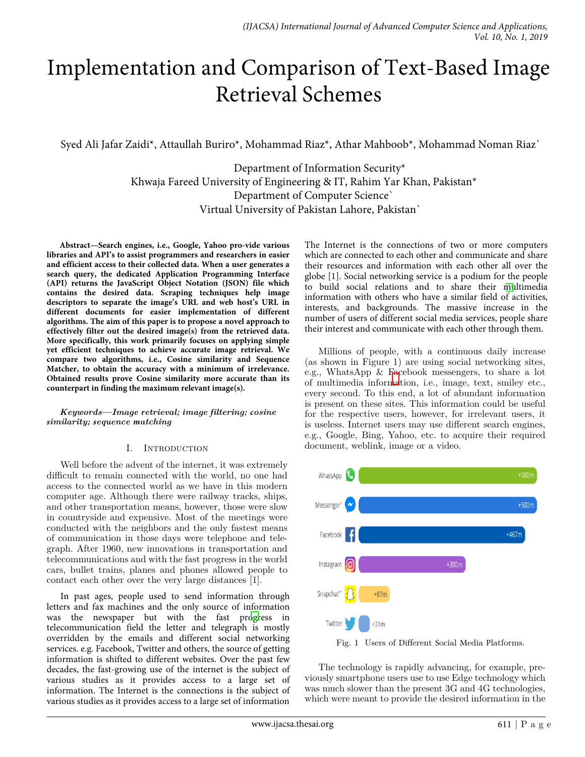# Implementation and Comparison of Text-Based Image Retrieval Schemes

Syed Ali Jafar Zaidi*, Attaullah Buriro*, Mohammad Riaz*, Athar Mahboob*, Mohammad Noman Riaz`

Department of Information Security*
Khwaja Fareed University of Engineering & IT, Rahim Yar Khan, Pakistan*
Department of Computer Science`
Virtual University of Pakistan Lahore, Pakistan`

**Abstract—Search engines, i.e., Google, Yahoo pro-vide various libraries and API's to assist programmers and researchers in easier and efficient access to their collected data. When a user generates a search query, the dedicated Application Programming Interface (API) returns the JavaScript Object Notation (JSON) file which contains the desired data. Scraping techniques help image descriptors to separate the image's URL and web host's URL in different documents for easier implementation of different algorithms. The aim of this paper is to propose a novel approach to effectively filter out the desired image(s) from the retrieved data. More specifically, this work primarily focuses on applying simple yet efficient techniques to achieve accurate image retrieval. We compare two algorithms, i.e., Cosine similarity and Sequence Matcher, to obtain the accuracy with a minimum of irrelevance. Obtained results prove Cosine similarity more accurate than its counterpart in finding the maximum relevant image(s).**

***Keywords—Image retrieval; image filtering; cosine similarity; sequence matching***

## I. Introduction

Well before the advent of the internet, it was extremely difficult to remain connected with the world, no one had access to the connected world as we have in this modern computer age. Although there were railway tracks, ships, and other transportation means, however, those were slow in countryside and expensive. Most of the meetings were conducted with the neighbors and the only fastest means of communication in those days were telephone and telegraph. After 1960, new innovations in transportation and telecommunications and with the fast progress in the world cars, bullet trains, planes and phones allowed people to contact each other over the very large distances [1].

In past ages, people used to send information through letters and fax machines and the only source of information was the newspaper but with the fast progress in telecommunication field the letter and telegraph is mostly overridden by the emails and different social networking services. e.g. Facebook, Twitter and others, the source of getting information is shifted to different websites. Over the past few decades, the fast-growing use of the internet is the subject of various studies as it provides access to a large set of information. The Internet is the connections is the subject of various studies as it provides access to a large set of information The Internet is the connections of two or more computers which are connected to each other and communicate and share their resources and information with each other all over the globe [1]. Social networking service is a podium for the people to build social relations and to share their multimedia information with others who have a similar field of activities, interests, and backgrounds. The massive increase in the number of users of different social media services, people share their interest and communicate with each other through them.

Millions of people, with a continuous daily increase (as shown in Figure 1) are using social networking sites, e.g., WhatsApp & Facebook messengers, to share a lot of multimedia information, i.e., image, text, smiley etc., every second. To this end, a lot of abundant information is present on these sites. This information could be useful for the respective users, however, for irrelevant users, it is useless. Internet users may use different search engines, e.g., Google, Bing, Yahoo, etc. to acquire their required document, weblink, image or a video.

| Platform | Users |
|---|---|
| WhatsApp | +500m |
| Messenger* | +500m |
| Facebook | +467m |
| Instagram | +300m |
| Snapchat** | +87m |
| Twitter | +31m |

Fig. 1 Users of Different Social Media Platforms.

The technology is rapidly advancing, for example, previously smartphone users use to use Edge technology which was much slower than the present 3G and 4G technologies, which were meant to provide the desired information in the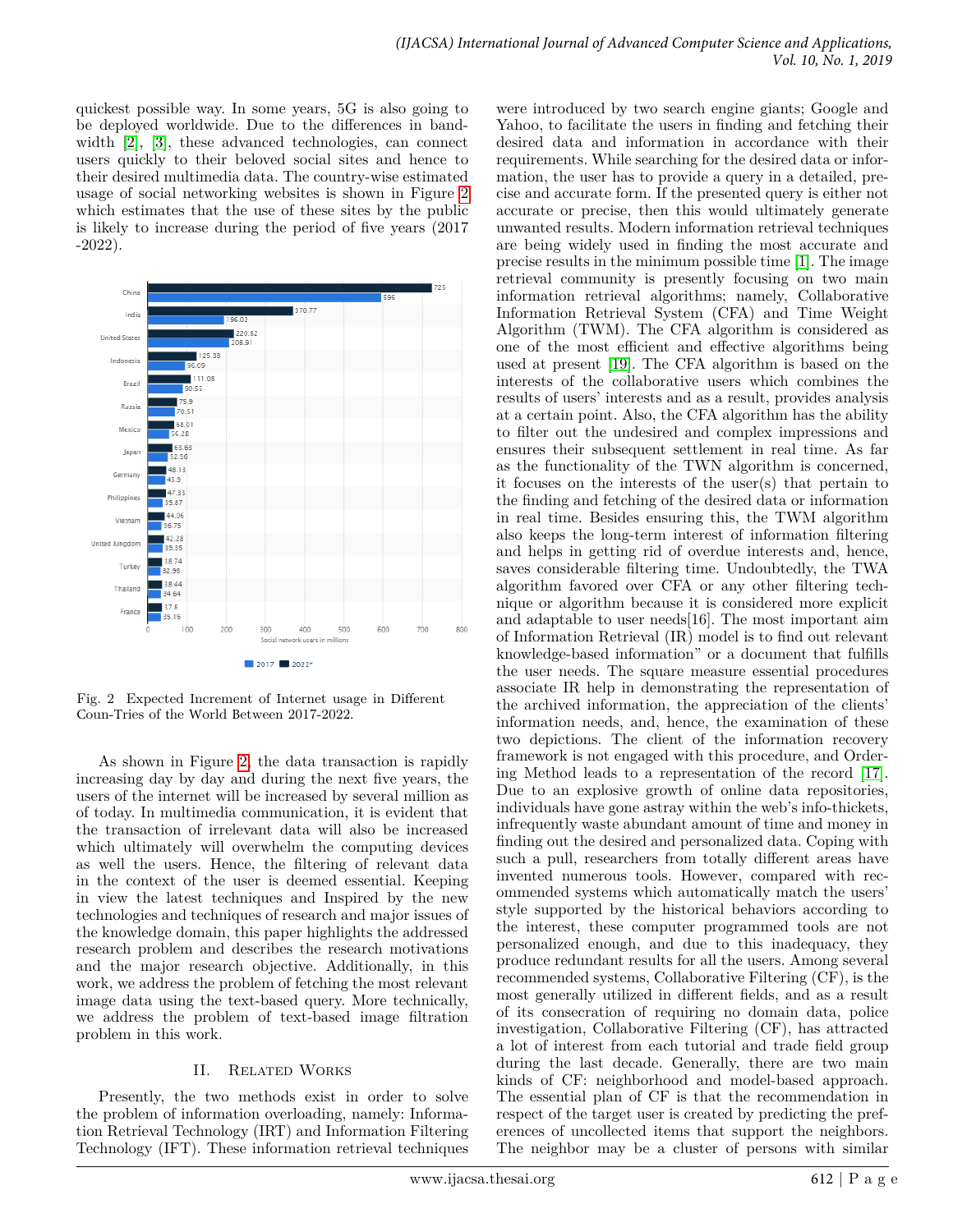quickest possible way. In some years, 5G is also going to be deployed worldwide. Due to the differences in bandwidth [2], [3], these advanced technologies, can connect users quickly to their beloved social sites and hence to their desired multimedia data. The country-wise estimated usage of social networking websites is shown in Figure 2 which estimates that the use of these sites by the public is likely to increase during the period of five years (2017 -2022).

Fig. 2 Expected Increment of Internet usage in Different Coun-Tries of the World Between 2017-2022.

As shown in Figure 2, the data transaction is rapidly increasing day by day and during the next five years, the users of the internet will be increased by several million as of today. In multimedia communication, it is evident that the transaction of irrelevant data will also be increased which ultimately will overwhelm the computing devices as well the users. Hence, the filtering of relevant data in the context of the user is deemed essential. Keeping in view the latest techniques and Inspired by the new technologies and techniques of research and major issues of the knowledge domain, this paper highlights the addressed research problem and describes the research motivations and the major research objective. Additionally, in this work, we address the problem of fetching the most relevant image data using the text-based query. More technically, we address the problem of text-based image filtration problem in this work.

## II. Related Works

Presently, the two methods exist in order to solve the problem of information overloading, namely: Information Retrieval Technology (IRT) and Information Filtering Technology (IFT). These information retrieval techniques were introduced by two search engine giants; Google and Yahoo, to facilitate the users in finding and fetching their desired data and information in accordance with their requirements. While searching for the desired data or information, the user has to provide a query in a detailed, precise and accurate form. If the presented query is either not accurate or precise, then this would ultimately generate unwanted results. Modern information retrieval techniques are being widely used in finding the most accurate and precise results in the minimum possible time [1]. The image retrieval community is presently focusing on two main information retrieval algorithms; namely, Collaborative Information Retrieval System (CFA) and Time Weight Algorithm (TWM). The CFA algorithm is considered as one of the most efficient and effective algorithms being used at present [19]. The CFA algorithm is based on the interests of the collaborative users which combines the results of users' interests and as a result, provides analysis at a certain point. Also, the CFA algorithm has the ability to filter out the undesired and complex impressions and ensures their subsequent settlement in real time. As far as the functionality of the TWN algorithm is concerned, it focuses on the interests of the user(s) that pertain to the finding and fetching of the desired data or information in real time. Besides ensuring this, the TWM algorithm also keeps the long-term interest of information filtering and helps in getting rid of overdue interests and, hence, saves considerable filtering time. Undoubtedly, the TWA algorithm favored over CFA or any other filtering technique or algorithm because it is considered more explicit and adaptable to user needs[16]. The most important aim of Information Retrieval (IR) model is to find out relevant knowledge-based information" or a document that fulfills the user needs. The square measure essential procedures associate IR help in demonstrating the representation of the archived information, the appreciation of the clients' information needs, and, hence, the examination of these two depictions. The client of the information recovery framework is not engaged with this procedure, and Ordering Method leads to a representation of the record [17]. Due to an explosive growth of online data repositories, individuals have gone astray within the web's info-thickets, infrequently waste abundant amount of time and money in finding out the desired and personalized data. Coping with such a pull, researchers from totally different areas have invented numerous tools. However, compared with recommended systems which automatically match the users' style supported by the historical behaviors according to the interest, these computer programmed tools are not personalized enough, and due to this inadequacy, they produce redundant results for all the users. Among several recommended systems, Collaborative Filtering (CF), is the most generally utilized in different fields, and as a result of its consecration of requiring no domain data, police investigation, Collaborative Filtering (CF), has attracted a lot of interest from each tutorial and trade field group during the last decade. Generally, there are two main kinds of CF: neighborhood and model-based approach. The essential plan of CF is that the recommendation in respect of the target user is created by predicting the preferences of uncollected items that support the neighbors. The neighbor may be a cluster of persons with similar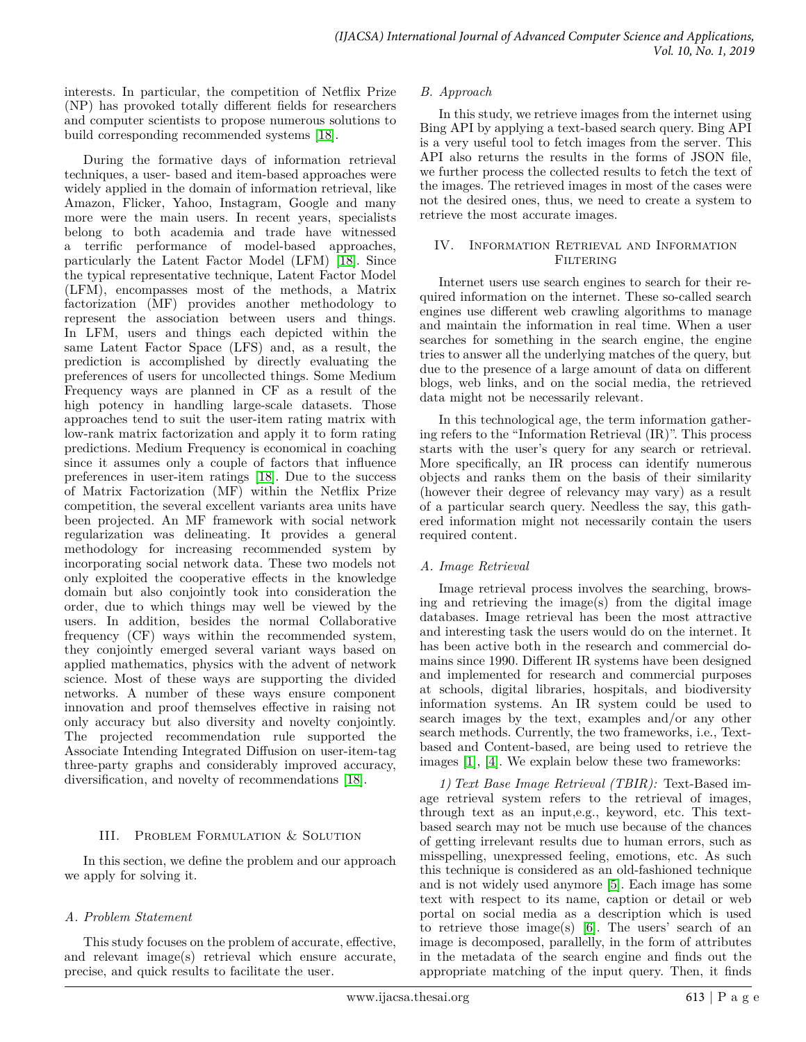interests. In particular, the competition of Netflix Prize (NP) has provoked totally different fields for researchers and computer scientists to propose numerous solutions to build corresponding recommended systems [18].

During the formative days of information retrieval techniques, a user- based and item-based approaches were widely applied in the domain of information retrieval, like Amazon, Flicker, Yahoo, Instagram, Google and many more were the main users. In recent years, specialists belong to both academia and trade have witnessed a terrific performance of model-based approaches, particularly the Latent Factor Model (LFM) [18]. Since the typical representative technique, Latent Factor Model (LFM), encompasses most of the methods, a Matrix factorization (MF) provides another methodology to represent the association between users and things. In LFM, users and things each depicted within the same Latent Factor Space (LFS) and, as a result, the prediction is accomplished by directly evaluating the preferences of users for uncollected things. Some Medium Frequency ways are planned in CF as a result of the high potency in handling large-scale datasets. Those approaches tend to suit the user-item rating matrix with low-rank matrix factorization and apply it to form rating predictions. Medium Frequency is economical in coaching since it assumes only a couple of factors that influence preferences in user-item ratings [18]. Due to the success of Matrix Factorization (MF) within the Netflix Prize competition, the several excellent variants area units have been projected. An MF framework with social network regularization was delineating. It provides a general methodology for increasing recommended system by incorporating social network data. These two models not only exploited the cooperative effects in the knowledge domain but also conjointly took into consideration the order, due to which things may well be viewed by the users. In addition, besides the normal Collaborative frequency (CF) ways within the recommended system, they conjointly emerged several variant ways based on applied mathematics, physics with the advent of network science. Most of these ways are supporting the divided networks. A number of these ways ensure component innovation and proof themselves effective in raising not only accuracy but also diversity and novelty conjointly. The projected recommendation rule supported the Associate Intending Integrated Diffusion on user-item-tag three-party graphs and considerably improved accuracy, diversification, and novelty of recommendations [18].

## III. Problem Formulation & Solution

In this section, we define the problem and our approach we apply for solving it.

### A. Problem Statement

This study focuses on the problem of accurate, effective, and relevant image(s) retrieval which ensure accurate, precise, and quick results to facilitate the user.

### B. Approach

In this study, we retrieve images from the internet using Bing API by applying a text-based search query. Bing API is a very useful tool to fetch images from the server. This API also returns the results in the forms of JSON file, we further process the collected results to fetch the text of the images. The retrieved images in most of the cases were not the desired ones, thus, we need to create a system to retrieve the most accurate images.

## IV. Information Retrieval and Information Filtering

Internet users use search engines to search for their required information on the internet. These so-called search engines use different web crawling algorithms to manage and maintain the information in real time. When a user searches for something in the search engine, the engine tries to answer all the underlying matches of the query, but due to the presence of a large amount of data on different blogs, web links, and on the social media, the retrieved data might not be necessarily relevant.

In this technological age, the term information gathering refers to the "Information Retrieval (IR)". This process starts with the user's query for any search or retrieval. More specifically, an IR process can identify numerous objects and ranks them on the basis of their similarity (however their degree of relevancy may vary) as a result of a particular search query. Needless the say, this gathered information might not necessarily contain the users required content.

### A. Image Retrieval

Image retrieval process involves the searching, browsing and retrieving the image(s) from the digital image databases. Image retrieval has been the most attractive and interesting task the users would do on the internet. It has been active both in the research and commercial domains since 1990. Different IR systems have been designed and implemented for research and commercial purposes at schools, digital libraries, hospitals, and biodiversity information systems. An IR system could be used to search images by the text, examples and/or any other search methods. Currently, the two frameworks, i.e., Text-based and Content-based, are being used to retrieve the images [1], [4]. We explain below these two frameworks:

*1) Text Base Image Retrieval (TBIR):* Text-Based image retrieval system refers to the retrieval of images, through text as an input,e.g., keyword, etc. This text-based search may not be much use because of the chances of getting irrelevant results due to human errors, such as misspelling, unexpressed feeling, emotions, etc. As such this technique is considered as an old-fashioned technique and is not widely used anymore [5]. Each image has some text with respect to its name, caption or detail or web portal on social media as a description which is used to retrieve those image(s) [6]. The users' search of an image is decomposed, parallelly, in the form of attributes in the metadata of the search engine and finds out the appropriate matching of the input query. Then, it finds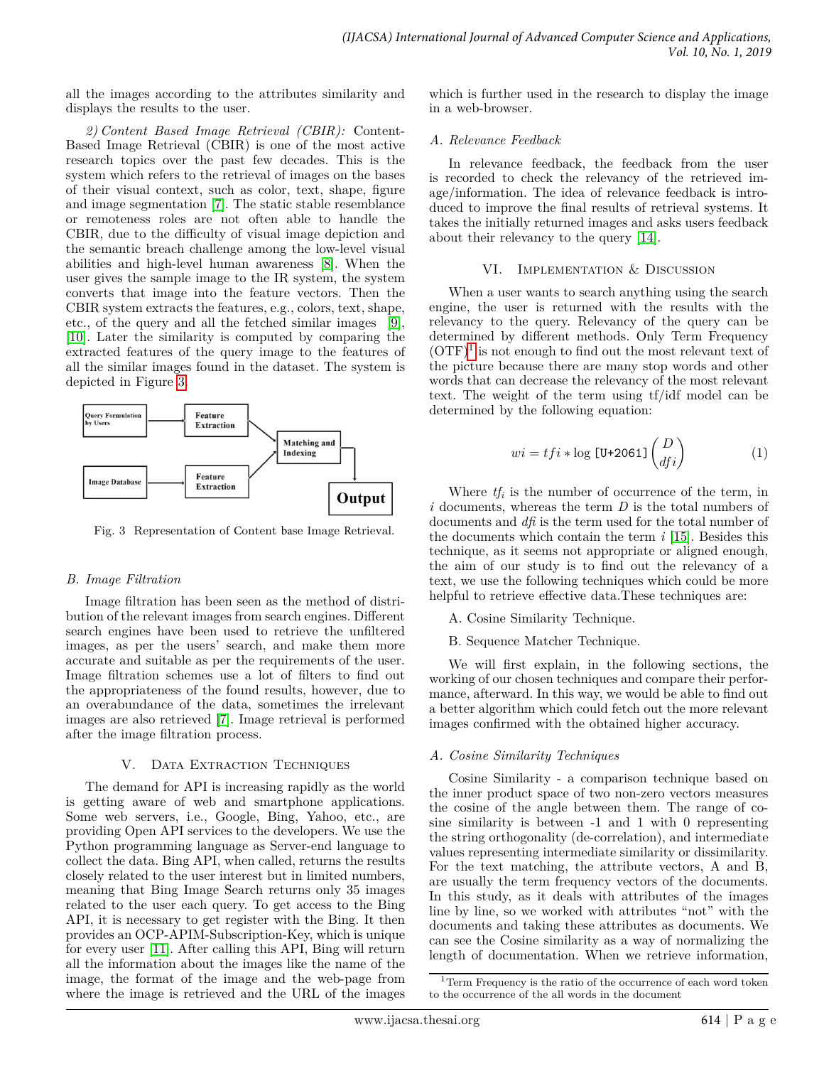all the images according to the attributes similarity and displays the results to the user.

*2) Content Based Image Retrieval (CBIR):* Content-Based Image Retrieval (CBIR) is one of the most active research topics over the past few decades. This is the system which refers to the retrieval of images on the bases of their visual context, such as color, text, shape, figure and image segmentation [7]. The static stable resemblance or remoteness roles are not often able to handle the CBIR, due to the difficulty of visual image depiction and the semantic breach challenge among the low-level visual abilities and high-level human awareness [8]. When the user gives the sample image to the IR system, the system converts that image into the feature vectors. Then the CBIR system extracts the features, e.g., colors, text, shape, etc., of the query and all the fetched similar images [9], [10]. Later the similarity is computed by comparing the extracted features of the query image to the features of all the similar images found in the dataset. The system is depicted in Figure 3.

Query Formulation by Users → Feature Extraction → Matching and Indexing → Output

Image Database → Feature Extraction → Matching and Indexing

Fig. 3 Representation of Content base Image Retrieval.

### B. Image Filtration

Image filtration has been seen as the method of distribution of the relevant images from search engines. Different search engines have been used to retrieve the unfiltered images, as per the users' search, and make them more accurate and suitable as per the requirements of the user. Image filtration schemes use a lot of filters to find out the appropriateness of the found results, however, due to an overabundance of the data, sometimes the irrelevant images are also retrieved [7]. Image retrieval is performed after the image filtration process.

## V. Data Extraction Techniques

The demand for API is increasing rapidly as the world is getting aware of web and smartphone applications. Some web servers, i.e., Google, Bing, Yahoo, etc., are providing Open API services to the developers. We use the Python programming language as Server-end language to collect the data. Bing API, when called, returns the results closely related to the user interest but in limited numbers, meaning that Bing Image Search returns only 35 images related to the user each query. To get access to the Bing API, it is necessary to get register with the Bing. It then provides an OCP-APIM-Subscription-Key, which is unique for every user [11]. After calling this API, Bing will return all the information about the images like the name of the image, the format of the image and the web-page from where the image is retrieved and the URL of the images which is further used in the research to display the image in a web-browser.

### A. Relevance Feedback

In relevance feedback, the feedback from the user is recorded to check the relevancy of the retrieved image/information. The idea of relevance feedback is introduced to improve the final results of retrieval systems. It takes the initially returned images and asks users feedback about their relevancy to the query [14].

## VI. Implementation & Discussion

When a user wants to search anything using the search engine, the user is returned with the results with the relevancy to the query. Relevancy of the query can be determined by different methods. Only Term Frequency (OTF)[1] is not enough to find out the most relevant text of the picture because there are many stop words and other words that can decrease the relevancy of the most relevant text. The weight of the term using tf/idf model can be determined by the following equation:

$$wi = tfi * \log \left( \frac{D}{dfi} \right) \tag{1}$$

Where $tf_i$ is the number of occurrence of the term, in $i$ documents, whereas the term $D$ is the total numbers of documents and *dfi* is the term used for the total number of the documents which contain the term $i$ [15]. Besides this technique, as it seems not appropriate or aligned enough, the aim of our study is to find out the relevancy of a text, we use the following techniques which could be more helpful to retrieve effective data.These techniques are:

A. Cosine Similarity Technique.

B. Sequence Matcher Technique.

We will first explain, in the following sections, the working of our chosen techniques and compare their performance, afterward. In this way, we would be able to find out a better algorithm which could fetch out the more relevant images confirmed with the obtained higher accuracy.

### A. Cosine Similarity Techniques

Cosine Similarity - a comparison technique based on the inner product space of two non-zero vectors measures the cosine of the angle between them. The range of cosine similarity is between -1 and 1 with 0 representing the string orthogonality (de-correlation), and intermediate values representing intermediate similarity or dissimilarity. For the text matching, the attribute vectors, A and B, are usually the term frequency vectors of the documents. In this study, as it deals with attributes of the images line by line, so we worked with attributes "not" with the documents and taking these attributes as documents. We can see the Cosine similarity as a way of normalizing the length of documentation. When we retrieve information,

[1]Term Frequency is the ratio of the occurrence of each word token to the occurrence of the all words in the document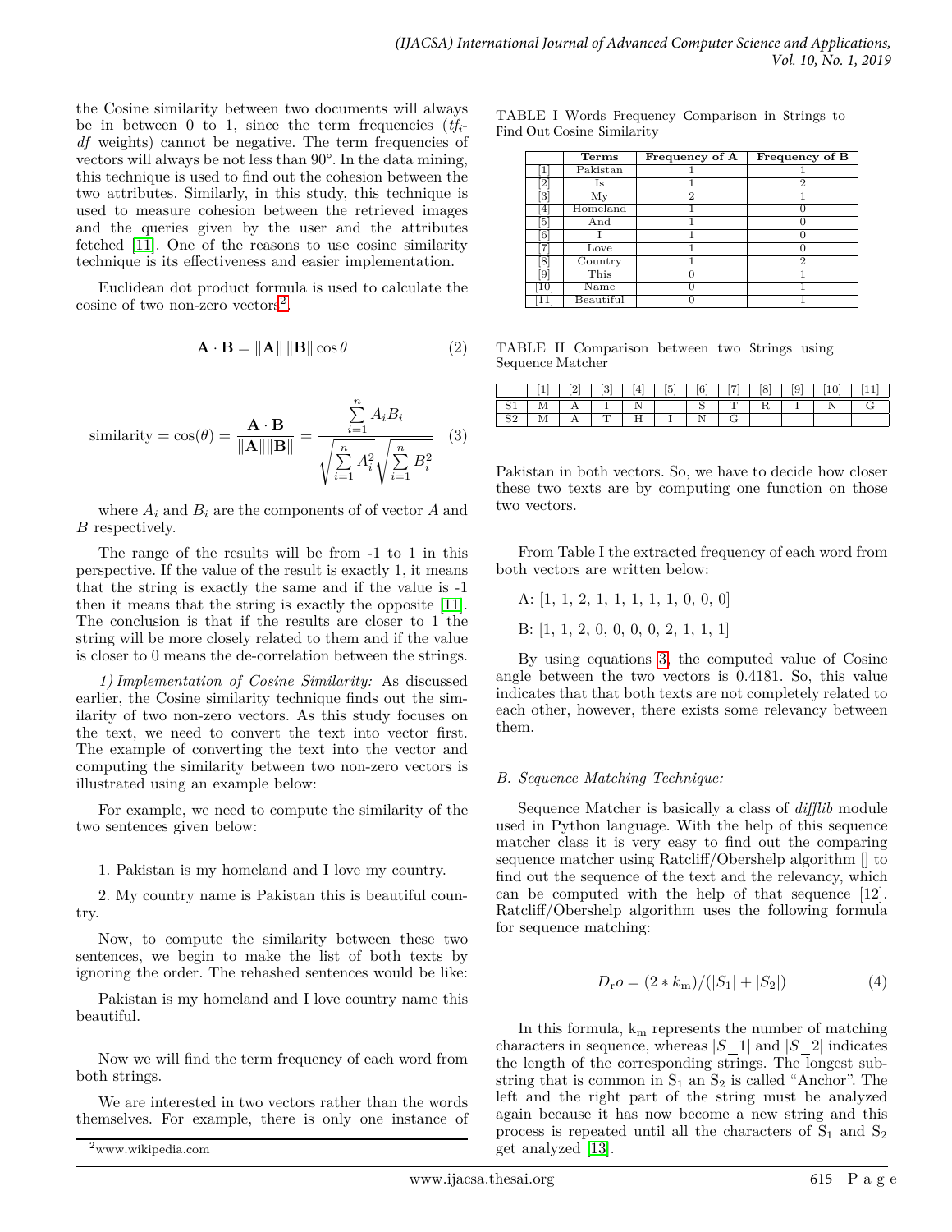the Cosine similarity between two documents will always be in between 0 to 1, since the term frequencies (*tf*i-*df* weights) cannot be negative. The term frequencies of vectors will always be not less than 90°. In the data mining, this technique is used to find out the cohesion between the two attributes. Similarly, in this study, this technique is used to measure cohesion between the retrieved images and the queries given by the user and the attributes fetched [11]. One of the reasons to use cosine similarity technique is its effectiveness and easier implementation.

Euclidean dot product formula is used to calculate the cosine of two non-zero vectors[2].

$$\mathbf{A} \cdot \mathbf{B} = \|\mathbf{A}\| \, \|\mathbf{B}\| \cos\theta \tag{2}$$

$$\text{similarity} = \cos(\theta) = \frac{\mathbf{A} \cdot \mathbf{B}}{\|\mathbf{A}\|\|\mathbf{B}\|} = \frac{\sum_{i=1}^{n} A_i B_i}{\sqrt{\sum_{i=1}^{n} A_i^2}\sqrt{\sum_{i=1}^{n} B_i^2}} \tag{3}$$

where $A_i$ and $B_i$ are the components of of vector $A$ and $B$ respectively.

The range of the results will be from -1 to 1 in this perspective. If the value of the result is exactly 1, it means that the string is exactly the same and if the value is -1 then it means that the string is exactly the opposite [11]. The conclusion is that if the results are closer to 1 the string will be more closely related to them and if the value is closer to 0 means the de-correlation between the strings.

*1) Implementation of Cosine Similarity:* As discussed earlier, the Cosine similarity technique finds out the similarity of two non-zero vectors. As this study focuses on the text, we need to convert the text into vector first. The example of converting the text into the vector and computing the similarity between two non-zero vectors is illustrated using an example below:

For example, we need to compute the similarity of the two sentences given below:

1. Pakistan is my homeland and I love my country.

2. My country name is Pakistan this is beautiful country.

Now, to compute the similarity between these two sentences, we begin to make the list of both texts by ignoring the order. The rehashed sentences would be like:

Pakistan is my homeland and I love country name this beautiful.

Now we will find the term frequency of each word from both strings.

We are interested in two vectors rather than the words themselves. For example, there is only one instance of Pakistan in both vectors. So, we have to decide how closer these two texts are by computing one function on those two vectors.

[2]www.wikipedia.com

TABLE I Words Frequency Comparison in Strings to Find Out Cosine Similarity

| | Terms | Frequency of A | Frequency of B |
|---|---|---|---|
| [1] | Pakistan | 1 | 1 |
| [2] | Is | 1 | 2 |
| [3] | My | 2 | 1 |
| [4] | Homeland | 1 | 0 |
| [5] | And | 1 | 0 |
| [6] | I | 1 | 0 |
| [7] | Love | 1 | 0 |
| [8] | Country | 1 | 2 |
| [9] | This | 0 | 1 |
| [10] | Name | 0 | 1 |
| [11] | Beautiful | 0 | 1 |

TABLE II Comparison between two Strings using Sequence Matcher

| | [1] | [2] | [3] | [4] | [5] | [6] | [7] | [8] | [9] | [10] | [11] |
|---|---|---|---|---|---|---|---|---|---|---|---|
| S1 | M | A | I | N | | S | T | R | I | N | G |
| S2 | M | A | T | H | I | N | G | | | | |

From Table I the extracted frequency of each word from both vectors are written below:

A: [1, 1, 2, 1, 1, 1, 1, 1, 0, 0, 0]

B: [1, 1, 2, 0, 0, 0, 0, 2, 1, 1, 1]

By using equations 3, the computed value of Cosine angle between the two vectors is 0.4181. So, this value indicates that that both texts are not completely related to each other, however, there exists some relevancy between them.

### B. Sequence Matching Technique:

Sequence Matcher is basically a class of *difflib* module used in Python language. With the help of this sequence matcher class it is very easy to find out the comparing sequence matcher using Ratcliff/Obershelp algorithm [] to find out the sequence of the text and the relevancy, which can be computed with the help of that sequence [12]. Ratcliff/Obershelp algorithm uses the following formula for sequence matching:

$$D_{\mathrm{r}}o = (2 * k_{\mathrm{m}})/(|S_1| + |S_2|) \tag{4}$$

In this formula, $k_m$ represents the number of matching characters in sequence, whereas $|S\_1|$ and $|S\_2|$ indicates the length of the corresponding strings. The longest substring that is common in $S_1$ an $S_2$ is called "Anchor". The left and the right part of the string must be analyzed again because it has now become a new string and this process is repeated until all the characters of $S_1$ and $S_2$ get analyzed [13].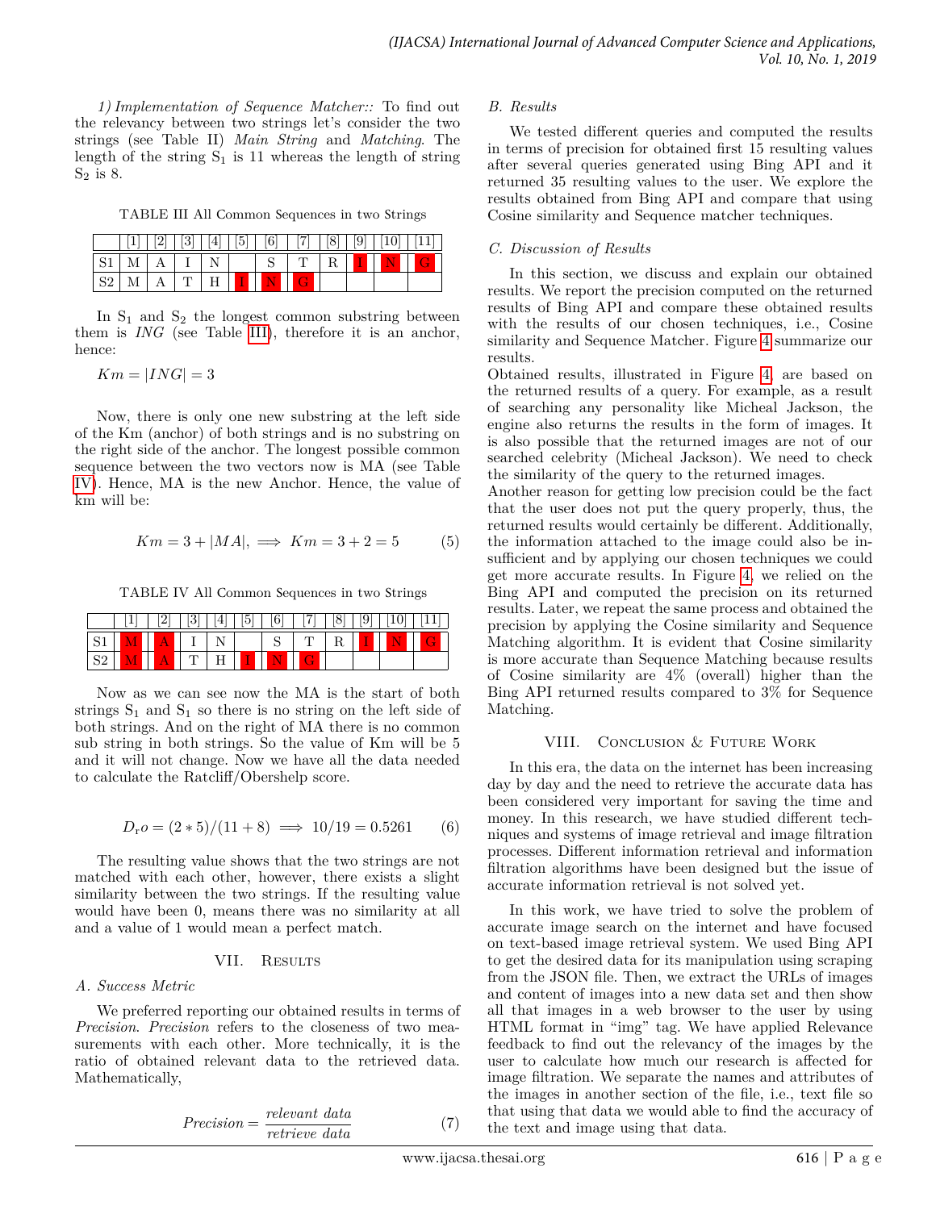*1) Implementation of Sequence Matcher::* To find out the relevancy between two strings let's consider the two strings (see Table II) *Main String* and *Matching*. The length of the string $S_1$ is 11 whereas the length of string $S_2$ is 8.

TABLE III All Common Sequences in two Strings

| | [1] | [2] | [3] | [4] | [5] | [6] | [7] | [8] | [9] | [10] | [11] |
|---|---|---|---|---|---|---|---|---|---|---|---|
| S1 | M | A | I | N | | S | T | R | I | N | G |
| S2 | M | A | T | H | I | N | G | | | | |

In $S_1$ and $S_2$ the longest common substring between them is *ING* (see Table III), therefore it is an anchor, hence:

$$Km = |ING| = 3$$

Now, there is only one new substring at the left side of the Km (anchor) of both strings and is no substring on the right side of the anchor. The longest possible common sequence between the two vectors now is MA (see Table IV). Hence, MA is the new Anchor. Hence, the value of km will be:

$$Km = 3 + |MA|, \implies Km = 3 + 2 = 5 \tag{5}$$

TABLE IV All Common Sequences in two Strings

| | [1] | [2] | [3] | [4] | [5] | [6] | [7] | [8] | [9] | [10] | [11] |
|---|---|---|---|---|---|---|---|---|---|---|---|
| S1 | M | A | I | N | | S | T | R | I | N | G |
| S2 | M | A | T | H | I | N | G | | | | |

Now as we can see now the MA is the start of both strings $S_1$ and $S_1$ so there is no string on the left side of both strings. And on the right of MA there is no common sub string in both strings. So the value of Km will be 5 and it will not change. Now we have all the data needed to calculate the Ratcliff/Obershelp score.

$$D_ro = (2 * 5)/(11 + 8) \implies 10/19 = 0.5261 \tag{6}$$

The resulting value shows that the two strings are not matched with each other, however, there exists a slight similarity between the two strings. If the resulting value would have been 0, means there was no similarity at all and a value of 1 would mean a perfect match.

## VII. Results

### A. Success Metric

We preferred reporting our obtained results in terms of *Precision*. *Precision* refers to the closeness of two measurements with each other. More technically, it is the ratio of obtained relevant data to the retrieved data. Mathematically,

$$Precision = \frac{relevant\ data}{retrieve\ data} \tag{7}$$

### B. Results

We tested different queries and computed the results in terms of precision for obtained first 15 resulting values after several queries generated using Bing API and it returned 35 resulting values to the user. We explore the results obtained from Bing API and compare that using Cosine similarity and Sequence matcher techniques.

### C. Discussion of Results

In this section, we discuss and explain our obtained results. We report the precision computed on the returned results of Bing API and compare these obtained results with the results of our chosen techniques, i.e., Cosine similarity and Sequence Matcher. Figure 4 summarize our results.
Obtained results, illustrated in Figure 4, are based on the returned results of a query. For example, as a result of searching any personality like Micheal Jackson, the engine also returns the results in the form of images. It is also possible that the returned images are not of our searched celebrity (Micheal Jackson). We need to check the similarity of the query to the returned images.
Another reason for getting low precision could be the fact that the user does not put the query properly, thus, the returned results would certainly be different. Additionally, the information attached to the image could also be insufficient and by applying our chosen techniques we could get more accurate results. In Figure 4, we relied on the Bing API and computed the precision on its returned results. Later, we repeat the same process and obtained the precision by applying the Cosine similarity and Sequence Matching algorithm. It is evident that Cosine similarity is more accurate than Sequence Matching because results of Cosine similarity are 4% (overall) higher than the Bing API returned results compared to 3% for Sequence Matching.

## VIII. Conclusion & Future Work

In this era, the data on the internet has been increasing day by day and the need to retrieve the accurate data has been considered very important for saving the time and money. In this research, we have studied different techniques and systems of image retrieval and image filtration processes. Different information retrieval and information filtration algorithms have been designed but the issue of accurate information retrieval is not solved yet.

In this work, we have tried to solve the problem of accurate image search on the internet and have focused on text-based image retrieval system. We used Bing API to get the desired data for its manipulation using scraping from the JSON file. Then, we extract the URLs of images and content of images into a new data set and then show all that images in a web browser to the user by using HTML format in "img" tag. We have applied Relevance feedback to find out the relevancy of the images by the user to calculate how much our research is affected for image filtration. We separate the names and attributes of the images in another section of the file, i.e., text file so that using that data we would able to find the accuracy of the text and image using that data.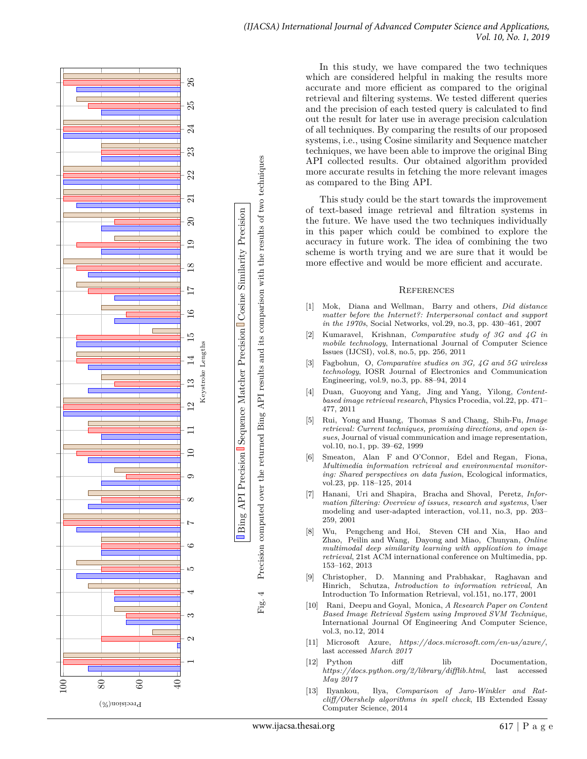Fig. 4 Precision computed over the returned Bing API results and its comparison with the results of two techniques

In this study, we have compared the two techniques which are considered helpful in making the results more accurate and more efficient as compared to the original retrieval and filtering systems. We tested different queries and the precision of each tested query is calculated to find out the result for later use in average precision calculation of all techniques. By comparing the results of our proposed systems, i.e., using Cosine similarity and Sequence matcher techniques, we have been able to improve the original Bing API collected results. Our obtained algorithm provided more accurate results in fetching the more relevant images as compared to the Bing API.

This study could be the start towards the improvement of text-based image retrieval and filtration systems in the future. We have used the two techniques individually in this paper which could be combined to explore the accuracy in future work. The idea of combining the two scheme is worth trying and we are sure that it would be more effective and would be more efficient and accurate.

## References

[1] Mok, Diana and Wellman, Barry and others, *Did distance matter before the Internet?: Interpersonal contact and support in the 1970s*, Social Networks, vol.29, no.3, pp. 430–461, 2007

[2] Kumaravel, Krishnan, *Comparative study of 3G and 4G in mobile technology*, International Journal of Computer Science Issues (IJCSI), vol.8, no.5, pp. 256, 2011

[3] Fagbohun, O, *Comparative studies on 3G, 4G and 5G wireless technology*, IOSR Journal of Electronics and Communication Engineering, vol.9, no.3, pp. 88–94, 2014

[4] Duan, Guoyong and Yang, Jing and Yang, Yilong, *Content-based image retrieval research*, Physics Procedia, vol.22, pp. 471–477, 2011

[5] Rui, Yong and Huang, Thomas S and Chang, Shih-Fu, *Image retrieval: Current techniques, promising directions, and open issues*, Journal of visual communication and image representation, vol.10, no.1, pp. 39–62, 1999

[6] Smeaton, Alan F and O'Connor, Edel and Regan, Fiona, *Multimedia information retrieval and environmental monitoring: Shared perspectives on data fusion*, Ecological informatics, vol.23, pp. 118–125, 2014

[7] Hanani, Uri and Shapira, Bracha and Shoval, Peretz, *Information filtering: Overview of issues, research and systems*, User modeling and user-adapted interaction, vol.11, no.3, pp. 203–259, 2001

[8] Wu, Pengcheng and Hoi, Steven CH and Xia, Hao and Zhao, Peilin and Wang, Dayong and Miao, Chunyan, *Online multimodal deep similarity learning with application to image retrieval*, 21st ACM international conference on Multimedia, pp. 153–162, 2013

[9] Christopher, D. Manning and Prabhakar, Raghavan and Hinrich, Schutza, *Introduction to information retrieval*, An Introduction To Information Retrieval, vol.151, no.177, 2001

[10] Rani, Deepu and Goyal, Monica, *A Research Paper on Content Based Image Retrieval System using Improved SVM Technique*, International Journal Of Engineering And Computer Science, vol.3, no.12, 2014

[11] Microsoft Azure, *https://docs.microsoft.com/en-us/azure/*, last accessed *March 2017*

[12] Python diff lib Documentation, *https://docs.python.org/2/library/difflib.html*, last accessed *May 2017*

[13] Ilyankou, Ilya, *Comparison of Jaro-Winkler and Ratcliff/Obershelp algorithms in spell check*, IB Extended Essay Computer Science, 2014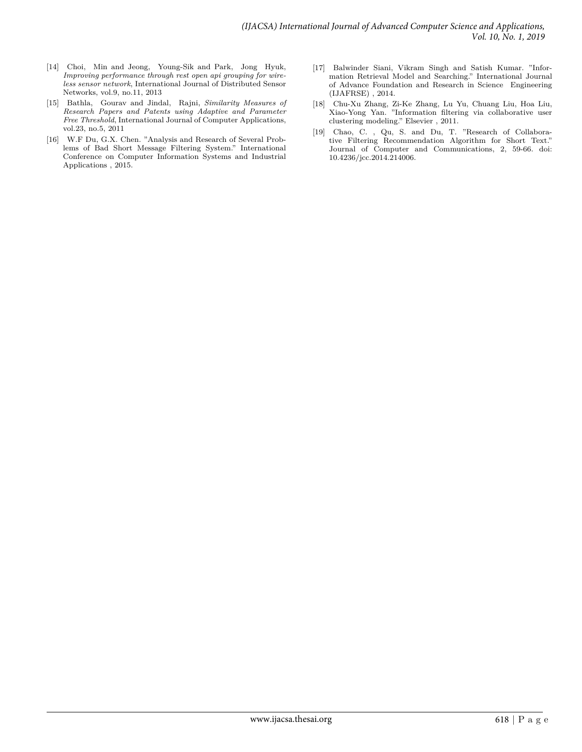[14] Choi, Min and Jeong, Young-Sik and Park, Jong Hyuk, *Improving performance through rest open api grouping for wireless sensor network*, International Journal of Distributed Sensor Networks, vol.9, no.11, 2013

[15] Bathla, Gourav and Jindal, Rajni, *Similarity Measures of Research Papers and Patents using Adaptive and Parameter Free Threshold*, International Journal of Computer Applications, vol.23, no.5, 2011

[16] W.F Du, G.X. Chen. "Analysis and Research of Several Problems of Bad Short Message Filtering System." International Conference on Computer Information Systems and Industrial Applications , 2015.

[17] Balwinder Siani, Vikram Singh and Satish Kumar. "Information Retrieval Model and Searching." International Journal of Advance Foundation and Research in Science Engineering (IJAFRSE) , 2014.

[18] Chu-Xu Zhang, Zi-Ke Zhang, Lu Yu, Chuang Liu, Hoa Liu, Xiao-Yong Yan. "Information filtering via collaborative user clustering modeling." Elsevier , 2011.

[19] Chao, C. , Qu, S. and Du, T. "Research of Collaborative Filtering Recommendation Algorithm for Short Text." Journal of Computer and Communications, 2, 59-66. doi: 10.4236/jcc.2014.214006.